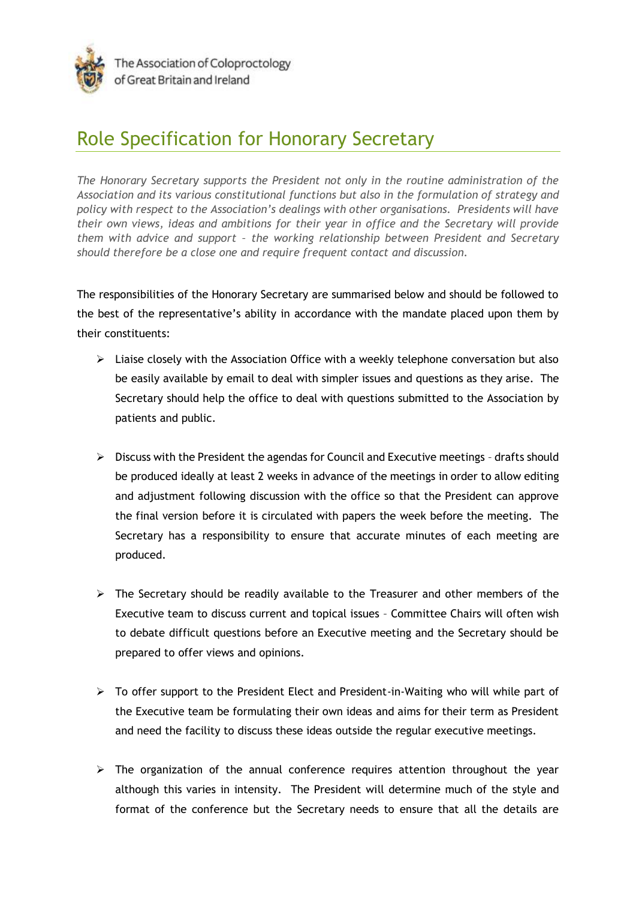The Association of Coloproctology of Great Britain and Ireland

# Role Specification for Honorary Secretary

*The Honorary Secretary supports the President not only in the routine administration of the Association and its various constitutional functions but also in the formulation of strategy and policy with respect to the Association's dealings with other organisations. Presidents will have their own views, ideas and ambitions for their year in office and the Secretary will provide them with advice and support – the working relationship between President and Secretary should therefore be a close one and require frequent contact and discussion.*

The responsibilities of the Honorary Secretary are summarised below and should be followed to the best of the representative's ability in accordance with the mandate placed upon them by their constituents:

- Liaise closely with the Association Office with a weekly telephone conversation but also be easily available by email to deal with simpler issues and questions as they arise. The Secretary should help the office to deal with questions submitted to the Association by patients and public.

- Discuss with the President the agendas for Council and Executive meetings – drafts should be produced ideally at least 2 weeks in advance of the meetings in order to allow editing and adjustment following discussion with the office so that the President can approve the final version before it is circulated with papers the week before the meeting. The Secretary has a responsibility to ensure that accurate minutes of each meeting are produced.

- The Secretary should be readily available to the Treasurer and other members of the Executive team to discuss current and topical issues – Committee Chairs will often wish to debate difficult questions before an Executive meeting and the Secretary should be prepared to offer views and opinions.

- To offer support to the President Elect and President-in-Waiting who will while part of the Executive team be formulating their own ideas and aims for their term as President and need the facility to discuss these ideas outside the regular executive meetings.

- The organization of the annual conference requires attention throughout the year although this varies in intensity. The President will determine much of the style and format of the conference but the Secretary needs to ensure that all the details are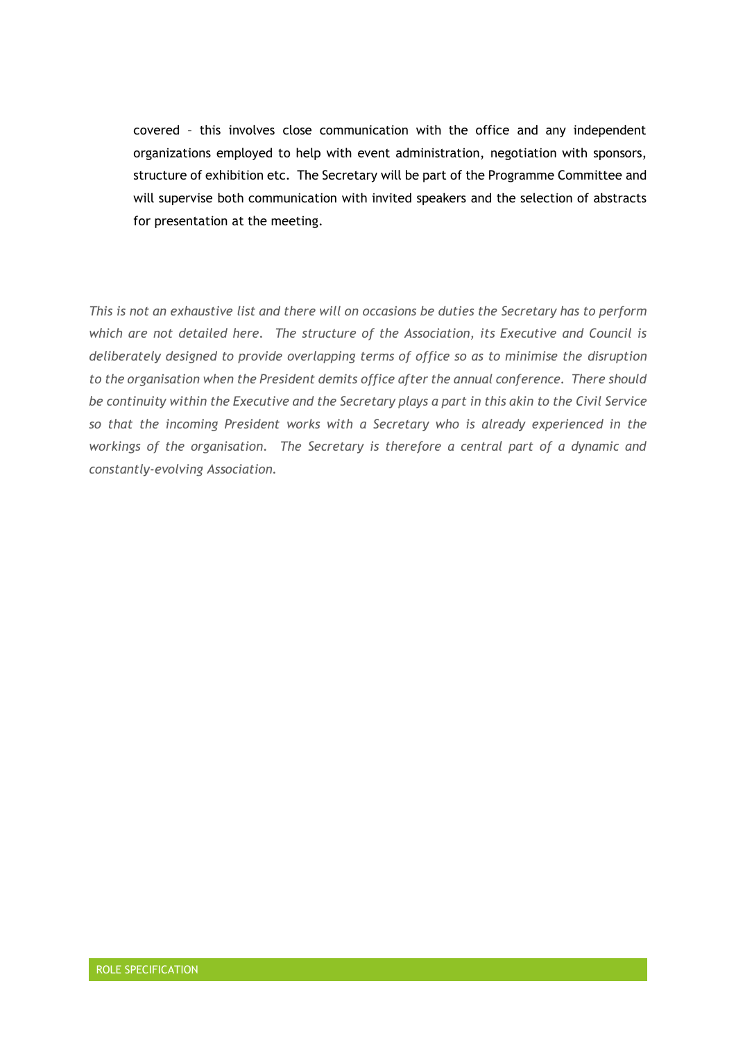covered – this involves close communication with the office and any independent organizations employed to help with event administration, negotiation with sponsors, structure of exhibition etc. The Secretary will be part of the Programme Committee and will supervise both communication with invited speakers and the selection of abstracts for presentation at the meeting.

*This is not an exhaustive list and there will on occasions be duties the Secretary has to perform which are not detailed here. The structure of the Association, its Executive and Council is deliberately designed to provide overlapping terms of office so as to minimise the disruption to the organisation when the President demits office after the annual conference. There should be continuity within the Executive and the Secretary plays a part in this akin to the Civil Service so that the incoming President works with a Secretary who is already experienced in the workings of the organisation. The Secretary is therefore a central part of a dynamic and constantly-evolving Association.*